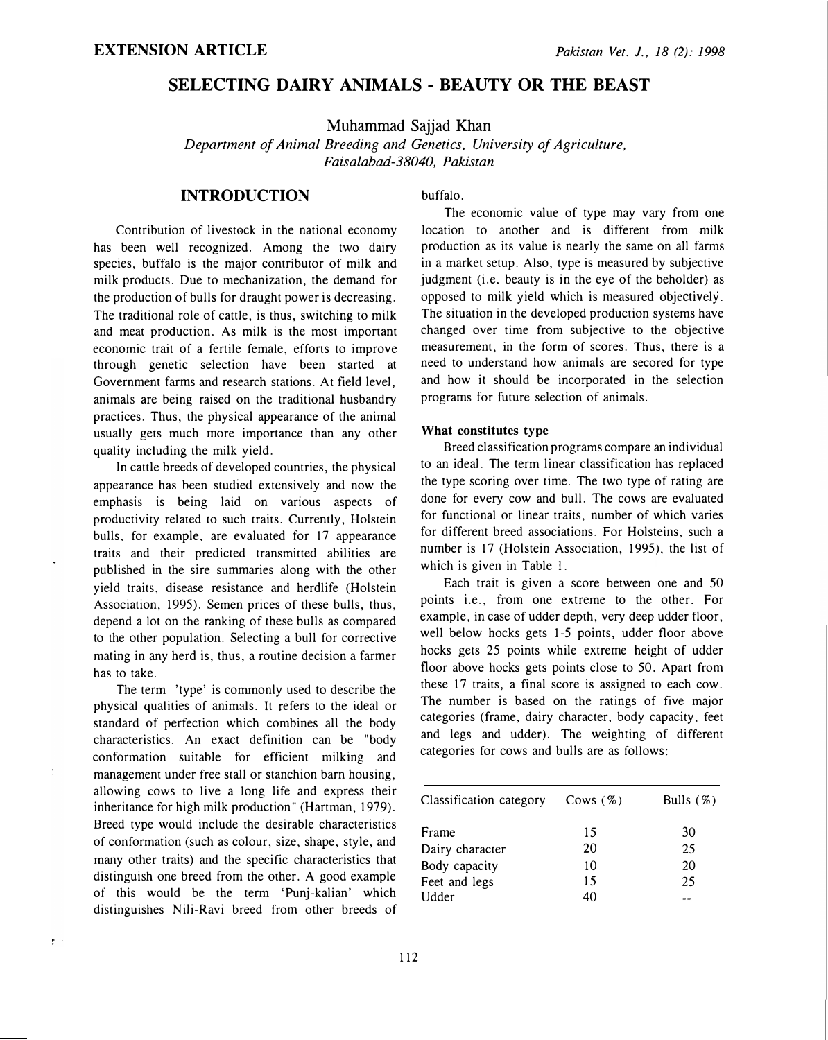**EXTENSION ARTICLE**

# SELECTING DAIRY ANIMALS - BEAUTY OR THE BEAST

Muhammad Sajjad Khan

*Department of Animal Breeding and Genetics, University of Agriculture, Faisalabad-38040, Pakistan*

## INTRODUCTION

Contribution of livestock in the national economy has been well recognized. Among the two dairy species, buffalo is the major contributor of milk and milk products. Due to mechanization, the demand for the production of bulls for draught power is decreasing. The traditional role of cattle, is thus, switching to milk and meat production. As milk is the most important economic trait of a fertile female, efforts to improve through genetic selection have been started at Government farms and research stations. At field level, animals are being raised on the traditional husbandry practices. Thus, the physical appearance of the animal usually gets much more importance than any other quality including the milk yield.

In cattle breeds of developed countries, the physical appearance has been studied extensively and now the emphasis is being laid on various aspects of productivity related to such traits. Currently, Holstein bulls, for example, are evaluated for 17 appearance traits and their predicted transmitted abilities are published in the sire summaries along with the other yield traits, disease resistance and herdlife (Holstein Association, 1995). Semen prices of these bulls, thus, depend a lot on the ranking of these bulls as compared to the other population. Selecting a bull for corrective mating in any herd is, thus, a routine decision a farmer has to take.

The term 'type' is commonly used to describe the physical qualities of animals. It refers to the ideal or standard of perfection which combines all the body characteristics. An exact definition can be "body conformation suitable for efficient milking and management under free stall or stanchion barn housing, allowing cows to live a long life and express their inheritance for high milk production" (Hartman, 1979). Breed type would include the desirable characteristics of conformation (such as colour, size, shape, style, and many other traits) and the specific characteristics that distinguish one breed from the other. A good example of this would be the term 'Punj-kalian' which distinguishes Nili-Ravi breed from other breeds of buffalo.

The economic value of type may vary from one location to another and is different from milk production as its value is nearly the same on all farms in a market setup. Also, type is measured by subjective judgment (i.e. beauty is in the eye of the beholder) as opposed to milk yield which is measured objectively. The situation in the developed production systems have changed over time from subjective to the objective measurement, in the form of scores. Thus, there is a need to understand how animals are secored for type and how it should be incorporated in the selection programs for future selection of animals.

### What constitutes type

Breed classification programs compare an individual to an ideal. The term linear classification has replaced the type scoring over time. The two type of rating are done for every cow and bull. The cows are evaluated for functional or linear traits, number of which varies for different breed associations. For Holsteins, such a number is 17 (Holstein Association, 1995), the list of which is given in Table 1.

Each trait is given a score between one and 50 points i.e., from one extreme to the other. For example, in case of udder depth, very deep udder floor, well below hocks gets 1-5 points, udder floor above hocks gets 25 points while extreme height of udder floor above hocks gets points close to 50. Apart from these 17 traits, a final score is assigned to each cow. The number is based on the ratings of five major categories (frame, dairy character, body capacity, feet and legs and udder). The weighting of different categories for cows and bulls are as follows:

| Classification category | Cows (%) | Bulls (%) |
|---|---|---|
| Frame | 15 | 30 |
| Dairy character | 20 | 25 |
| Body capacity | 10 | 20 |
| Feet and legs | 15 | 25 |
| Udder | 40 | -- |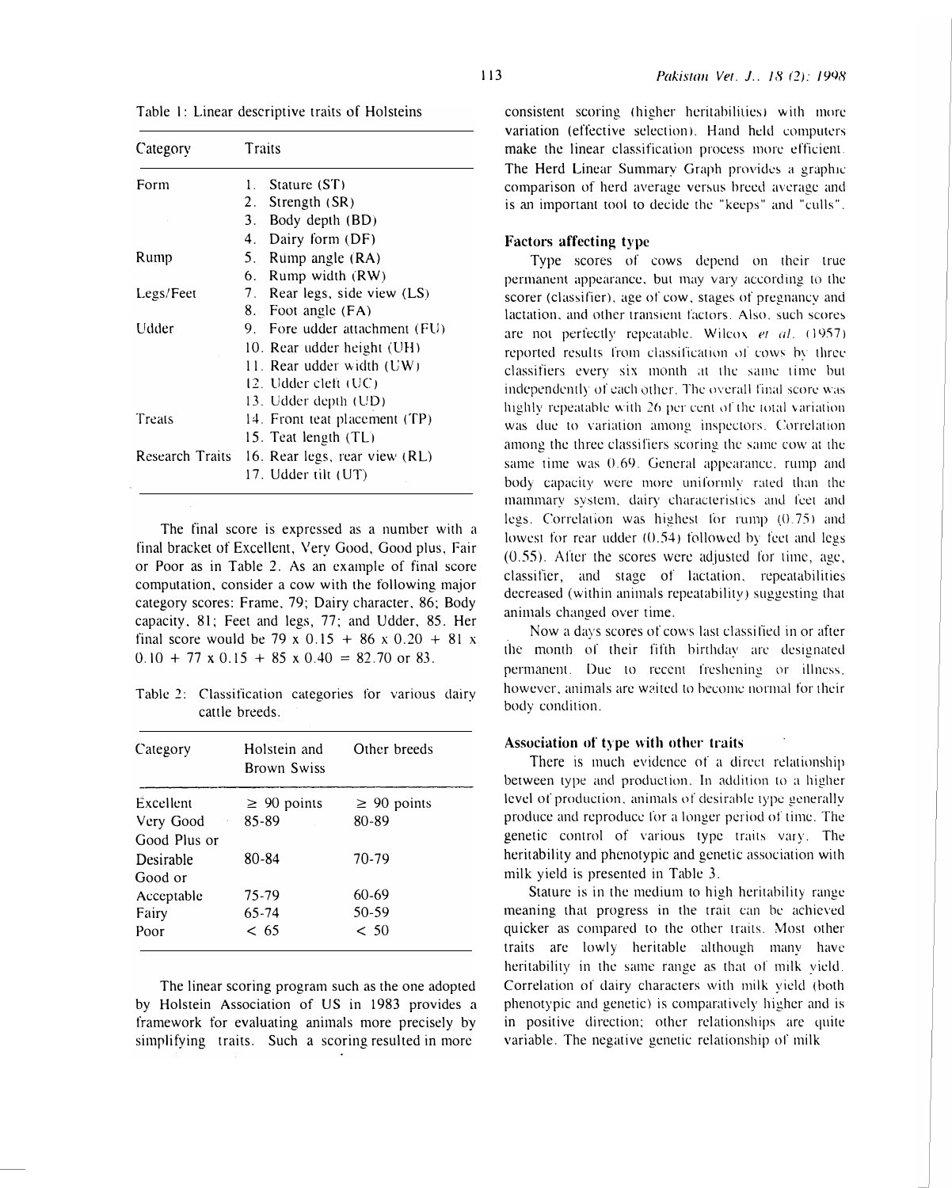Table 1: Linear descriptive traits of Holsteins

| Category | Traits |
|---|---|
| Form | 1. Stature (ST) |
| | 2. Strength (SR) |
| | 3. Body depth (BD) |
| | 4. Dairy form (DF) |
| Rump | 5. Rump angle (RA) |
| | 6. Rump width (RW) |
| Legs/Feet | 7. Rear legs, side view (LS) |
| | 8. Foot angle (FA) |
| Udder | 9. Fore udder attachment (FU) |
| | 10. Rear udder height (UH) |
| | 11. Rear udder width (UW) |
| | 12. Udder cleft (UC) |
| | 13. Udder depth (UD) |
| Treats | 14. Front teat placement (TP) |
| | 15. Teat length (TL) |
| Research Traits | 16. Rear legs, rear view (RL) |
| | 17. Udder tilt (UT) |

The final score is expressed as a number with a final bracket of Excellent, Very Good, Good plus, Fair or Poor as in Table 2. As an example of final score computation, consider a cow with the following major category scores: Frame, 79; Dairy character, 86; Body capacity, 81; Feet and legs, 77; and Udder, 85. Her final score would be 79 x 0.15 + 86 x 0.20 + 81 x 0.10 + 77 x 0.15 + 85 x 0.40 = 82.70 or 83.

Table 2: Classification categories for various dairy cattle breeds.

| Category | Holstein and Brown Swiss | Other breeds |
|---|---|---|
| Excellent | ≥ 90 points | ≥ 90 points |
| Very Good | 85-89 | 80-89 |
| Good Plus or Desirable | 80-84 | 70-79 |
| Good or Acceptable | 75-79 | 60-69 |
| Fairly | 65-74 | 50-59 |
| Poor | < 65 | < 50 |

The linear scoring program such as the one adopted by Holstein Association of US in 1983 provides a framework for evaluating animals more precisely by simplifying traits. Such a scoring resulted in more consistent scoring (higher heritabilities) with more variation (effective selection). Hand held computers make the linear classification process more efficient. The Herd Linear Summary Graph provides a graphic comparison of herd average versus breed average and is an important tool to decide the "keeps" and "culls".

### Factors affecting type

Type scores of cows depend on their true permanent appearance, but may vary according to the scorer (classifier), age of cow, stages of pregnancy and lactation, and other transient factors. Also, such scores are not perfectly repeatable. Wilcox *et al.* (1957) reported results from classification of cows by three classifiers every six month at the same time but independently of each other. The overall final score was highly repeatable with 26 per cent of the total variation was due to variation among inspectors. Correlation among the three classifiers scoring the same cow at the same time was 0.69. General appearance, rump and body capacity were more uniformly rated than the mammary system, dairy characteristics and feet and legs. Correlation was highest for rump (0.75) and lowest for rear udder (0.54) followed by feet and legs (0.55). After the scores were adjusted for time, age, classifier, and stage of lactation, repeatabilities decreased (within animals repeatability) suggesting that animals changed over time.

Now a days scores of cows last classified in or after the month of their fifth birthday are designated permanent. Due to recent freshening or illness, however, animals are waited to become normal for their body condition.

### Association of type with other traits

There is much evidence of a direct relationship between type and production. In addition to a higher level of production, animals of desirable type generally produce and reproduce for a longer period of time. The genetic control of various type traits vary. The heritability and phenotypic and genetic association with milk yield is presented in Table 3.

Stature is in the medium to high heritability range meaning that progress in the trait can be achieved quicker as compared to the other traits. Most other traits are lowly heritable although many have heritability in the same range as that of milk yield. Correlation of dairy characters with milk yield (both phenotypic and genetic) is comparatively higher and is in positive direction; other relationships are quite variable. The negative genetic relationship of milk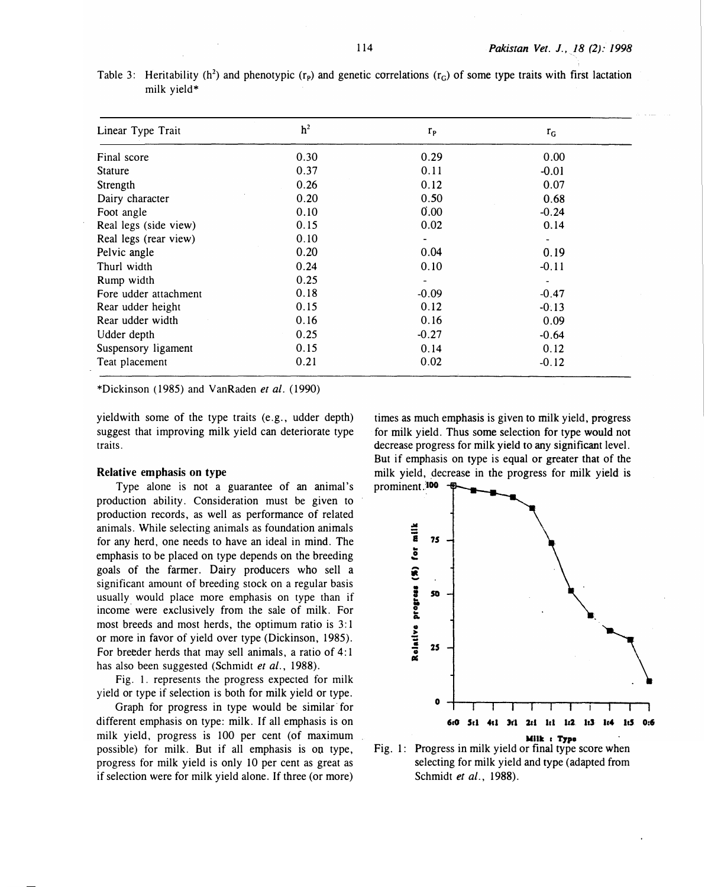Table 3: Heritability ($h^2$) and phenotypic ($r_P$) and genetic correlations ($r_G$) of some type traits with first lactation milk yield*

| Linear Type Trait | $h^2$ | $r_P$ | $r_G$ |
|---|---|---|---|
| Final score | 0.30 | 0.29 | 0.00 |
| Stature | 0.37 | 0.11 | -0.01 |
| Strength | 0.26 | 0.12 | 0.07 |
| Dairy character | 0.20 | 0.50 | 0.68 |
| Foot angle | 0.10 | 0.00 | -0.24 |
| Real legs (side view) | 0.15 | 0.02 | 0.14 |
| Real legs (rear view) | 0.10 | - | - |
| Pelvic angle | 0.20 | 0.04 | 0.19 |
| Thurl width | 0.24 | 0.10 | -0.11 |
| Rump width | 0.25 | - | - |
| Fore udder attachment | 0.18 | -0.09 | -0.47 |
| Rear udder height | 0.15 | 0.12 | -0.13 |
| Rear udder width | 0.16 | 0.16 | 0.09 |
| Udder depth | 0.25 | -0.27 | -0.64 |
| Suspensory ligament | 0.15 | 0.14 | 0.12 |
| Teat placement | 0.21 | 0.02 | -0.12 |

*Dickinson (1985) and VanRaden *et al.* (1990)

yieldwith some of the type traits (e.g., udder depth) suggest that improving milk yield can deteriorate type traits.

### Relative emphasis on type

Type alone is not a guarantee of an animal's production ability. Consideration must be given to production records, as well as performance of related animals. While selecting animals as foundation animals for any herd, one needs to have an ideal in mind. The emphasis to be placed on type depends on the breeding goals of the farmer. Dairy producers who sell a significant amount of breeding stock on a regular basis usually would place more emphasis on type than if income were exclusively from the sale of milk. For most breeds and most herds, the optimum ratio is 3:1 or more in favor of yield over type (Dickinson, 1985). For breeder herds that may sell animals, a ratio of 4:1 has also been suggested (Schmidt *et al.*, 1988).

Fig. 1. represents the progress expected for milk yield or type if selection is both for milk yield or type.

Graph for progress in type would be similar for different emphasis on type: milk. If all emphasis is on milk yield, progress is 100 per cent (of maximum possible) for milk. But if all emphasis is on type, progress for milk yield is only 10 per cent as great as if selection were for milk yield alone. If three (or more) times as much emphasis is given to milk yield, progress for milk yield. Thus some selection for type would not decrease progress for milk yield to any significant level. But if emphasis on type is equal or greater that of the milk yield, decrease in the progress for milk yield is prominent.

Fig. 1: Progress in milk yield or final type score when selecting for milk yield and type (adapted from Schmidt *et al.*, 1988).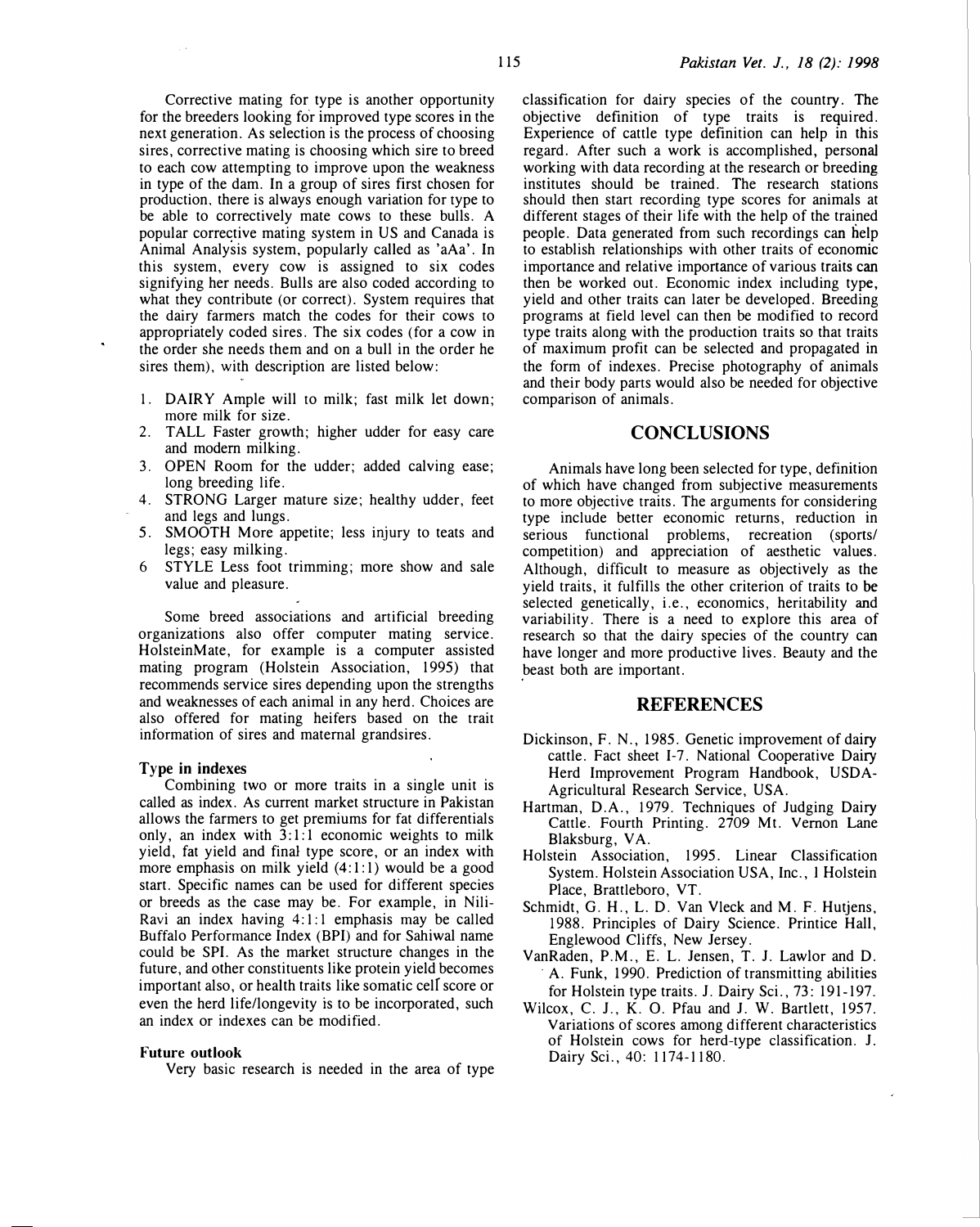Corrective mating for type is another opportunity for the breeders looking for improved type scores in the next generation. As selection is the process of choosing sires, corrective mating is choosing which sire to breed to each cow attempting to improve upon the weakness in type of the dam. In a group of sires first chosen for production, there is always enough variation for type to be able to correctively mate cows to these bulls. A popular corrective mating system in US and Canada is Animal Analysis system, popularly called as 'aAa'. In this system, every cow is assigned to six codes signifying her needs. Bulls are also coded according to what they contribute (or correct). System requires that the dairy farmers match the codes for their cows to appropriately coded sires. The six codes (for a cow in the order she needs them and on a bull in the order he sires them), with description are listed below:

1. DAIRY Ample will to milk; fast milk let down; more milk for size.
2. TALL Faster growth; higher udder for easy care and modern milking.
3. OPEN Room for the udder; added calving ease; long breeding life.
4. STRONG Larger mature size; healthy udder, feet and legs and lungs.
5. SMOOTH More appetite; less injury to teats and legs; easy milking.
6. STYLE Less foot trimming; more show and sale value and pleasure.

Some breed associations and artificial breeding organizations also offer computer mating service. HolsteinMate, for example is a computer assisted mating program (Holstein Association, 1995) that recommends service sires depending upon the strengths and weaknesses of each animal in any herd. Choices are also offered for mating heifers based on the trait information of sires and maternal grandsires.

### Type in indexes

Combining two or more traits in a single unit is called as index. As current market structure in Pakistan allows the farmers to get premiums for fat differentials only, an index with 3:1:1 economic weights to milk yield, fat yield and final type score, or an index with more emphasis on milk yield (4:1:1) would be a good start. Specific names can be used for different species or breeds as the case may be. For example, in Nili-Ravi an index having 4:1:1 emphasis may be called Buffalo Performance Index (BPI) and for Sahiwal name could be SPI. As the market structure changes in the future, and other constituents like protein yield becomes important also, or health traits like somatic cell score or even the herd life/longevity is to be incorporated, such an index or indexes can be modified.

### Future outlook

Very basic research is needed in the area of type classification for dairy species of the country. The objective definition of type traits is required. Experience of cattle type definition can help in this regard. After such a work is accomplished, personal working with data recording at the research or breeding institutes should be trained. The research stations should then start recording type scores for animals at different stages of their life with the help of the trained people. Data generated from such recordings can help to establish relationships with other traits of economic importance and relative importance of various traits can then be worked out. Economic index including type, yield and other traits can later be developed. Breeding programs at field level can then be modified to record type traits along with the production traits so that traits of maximum profit can be selected and propagated in the form of indexes. Precise photography of animals and their body parts would also be needed for objective comparison of animals.

## CONCLUSIONS

Animals have long been selected for type, definition of which have changed from subjective measurements to more objective traits. The arguments for considering type include better economic returns, reduction in serious functional problems, recreation (sports/competition) and appreciation of aesthetic values. Although, difficult to measure as objectively as the yield traits, it fulfills the other criterion of traits to be selected genetically, i.e., economics, heritability and variability. There is a need to explore this area of research so that the dairy species of the country can have longer and more productive lives. Beauty and the beast both are important.

## REFERENCES

Dickinson, F. N., 1985. Genetic improvement of dairy cattle. Fact sheet I-7. National Cooperative Dairy Herd Improvement Program Handbook, USDA-Agricultural Research Service, USA.

Hartman, D.A., 1979. Techniques of Judging Dairy Cattle. Fourth Printing. 2709 Mt. Vernon Lane Blaksburg, VA.

Holstein Association, 1995. Linear Classification System. Holstein Association USA, Inc., 1 Holstein Place, Brattleboro, VT.

Schmidt, G. H., L. D. Van Vleck and M. F. Hutjens, 1988. Principles of Dairy Science. Printice Hall, Englewood Cliffs, New Jersey.

VanRaden, P.M., E. L. Jensen, T. J. Lawlor and D. A. Funk, 1990. Prediction of transmitting abilities for Holstein type traits. J. Dairy Sci., 73: 191-197.

Wilcox, C. J., K. O. Pfau and J. W. Bartlett, 1957. Variations of scores among different characteristics of Holstein cows for herd-type classification. J. Dairy Sci., 40: 1174-1180.